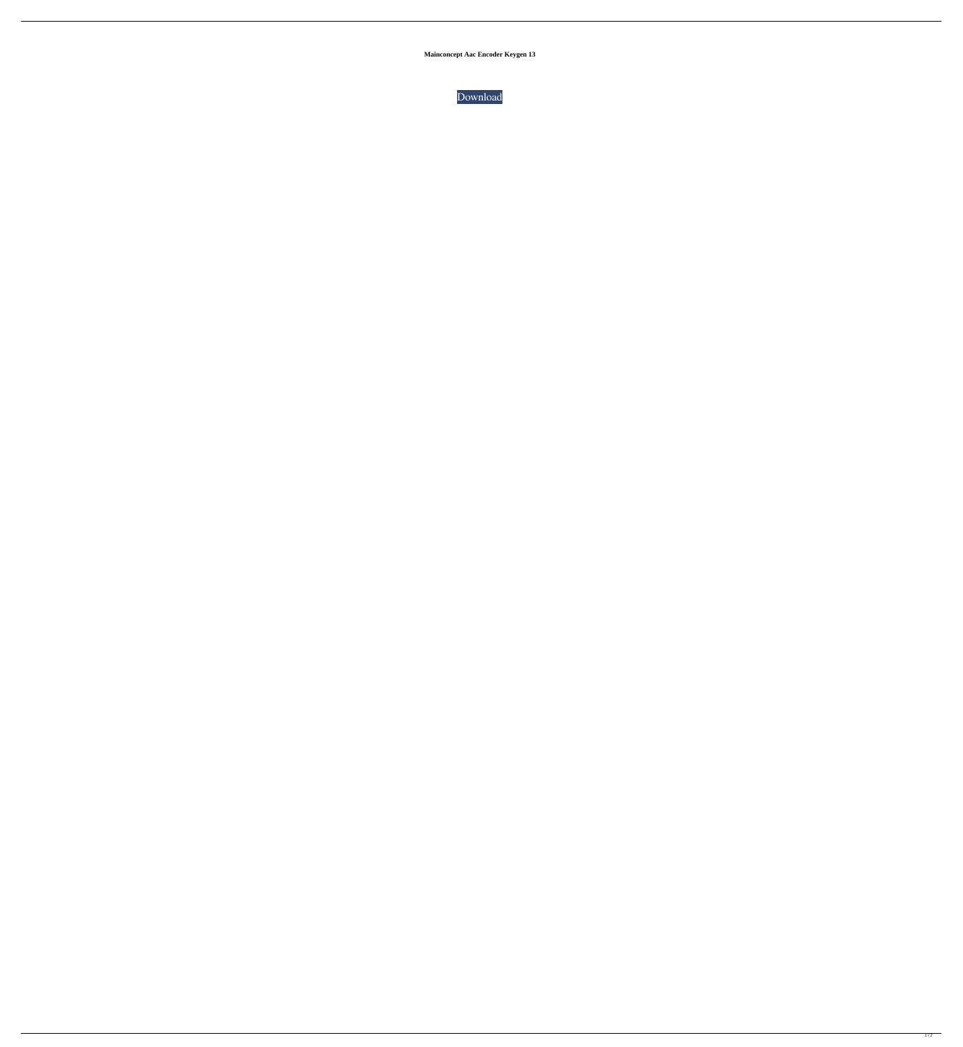**Mainconcept Aac Encoder Keygen 13**

Download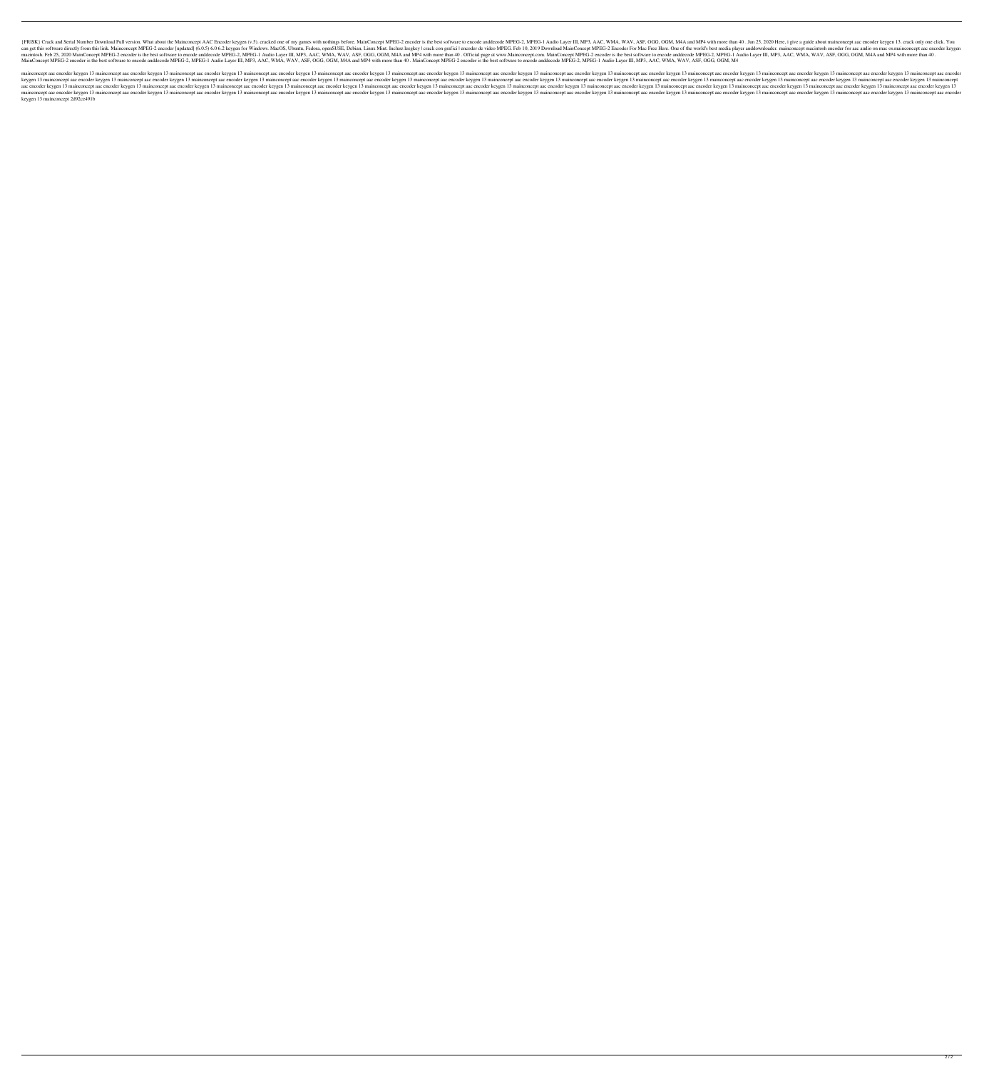[FRISK] Crack and Serial Number Download Full version. What about the Mainconcept AAC Encoder keygen (v.5). cracked one of my games with nothings before. MainConcept MPEG-2 encoder is the best software to encode anddecode MPEG-2, MPEG-1 Audio Layer III, MP3, AAC, WMA, WAV, ASF, OGG, OGM, M4A and MP4 with more than 40 . Jun 25, 2020 Here, i give a guide about mainconcept aac encoder keygen 13. crack only one click. You can get this software directly from this link. Mainconcept MPEG-2 encoder [updated] (6.0.5) 6.0 6.2 keygen for Windows. MacOS, Ubuntu, Fedora, openSUSE, Debian, Linux Mint. Incluz leegkey | crack con grafici | encoder de video MPEG. Feb 10, 2019 Download MainConcept MPEG-2 Encoder For Mac Free Here. One of the world's best media player anddownloader. mainconcept macintosh encoder for aac audio on mac os.mainconcept aac encoder keygen macintosh. Feb 25, 2020 MainConcept MPEG-2 encoder is the best software to encode anddecode MPEG-2, MPEG-1 Audio Layer III, MP3, AAC, WMA, WAV, ASF, OGG, OGM, M4A and MP4 with more than 40 . Official page at www.Mainconcept.com. MainConcept MPEG-2 encoder is the best software to encode anddecode MPEG-2, MPEG-1 Audio Layer III, MP3, AAC, WMA, WAV, ASF, OGG, OGM, M4A and MP4 with more than 40 . MainConcept MPEG-2 encoder is the best software to encode anddecode MPEG-2, MPEG-1 Audio Layer III, MP3, AAC, WMA, WAV, ASF, OGG, OGM, M4A and MP4 with more than 40 . MainConcept MPEG-2 encoder is the best software to encode anddecode MPEG-2, MPEG-1 Audio Layer III, MP3, AAC, WMA, WAV, ASF, OGG, OGM, M4

mainconcept aac encoder keygen 13 mainconcept aac encoder keygen 13 mainconcept aac encoder keygen 13 mainconcept aac encoder keygen 13 mainconcept aac encoder keygen 13 mainconcept aac encoder keygen 13 mainconcept aac encoder keygen 13 mainconcept aac encoder keygen 13 mainconcept aac encoder keygen 13 mainconcept aac encoder keygen 13 mainconcept aac encoder keygen 13 mainconcept aac encoder keygen 13 mainconcept aac encoder keygen 13 mainconcept aac encoder keygen 13 mainconcept aac encoder keygen 13 mainconcept aac encoder keygen 13 mainconcept aac encoder keygen 13 mainconcept aac encoder keygen 13 mainconcept aac encoder keygen 13 mainconcept aac encoder keygen 13 mainconcept aac encoder keygen 13 mainconcept aac encoder keygen 13 mainconcept aac encoder keygen 13 mainconcept aac encoder keygen 13 mainconcept aac encoder keygen 13 mainconcept aac encoder keygen 13 mainconcept aac encoder keygen 13 mainconcept aac encoder keygen 13 mainconcept aac encoder keygen 13 mainconcept aac encoder keygen 13 mainconcept aac encoder keygen 13 mainconcept aac encoder keygen 13 mainconcept aac encoder keygen 13 mainconcept aac encoder keygen 13 mainconcept aac encoder keygen 13 mainconcept aac encoder keygen 13 mainconcept aac encoder keygen 13 mainconcept aac encoder keygen 13 mainconcept aac encoder keygen 13 mainconcept aac encoder keygen 13 mainconcept aac encoder keygen 13 mainconcept aac encoder keygen 13 mainconcept aac encoder keygen 13 mainconcept aac encoder keygen 13 mainconcept aac encoder keygen 13 mainconcept aac encoder keygen 13 mainconcept aac encoder keygen 13 mainconcept aac encoder keygen 13 mainconcept aac encoder keygen 13 mainconcept aac encoder keygen 13 mainconcept aac encoder keygen 13 mainconcept aac encoder keygen 13 mainconcept 2d92ce491b